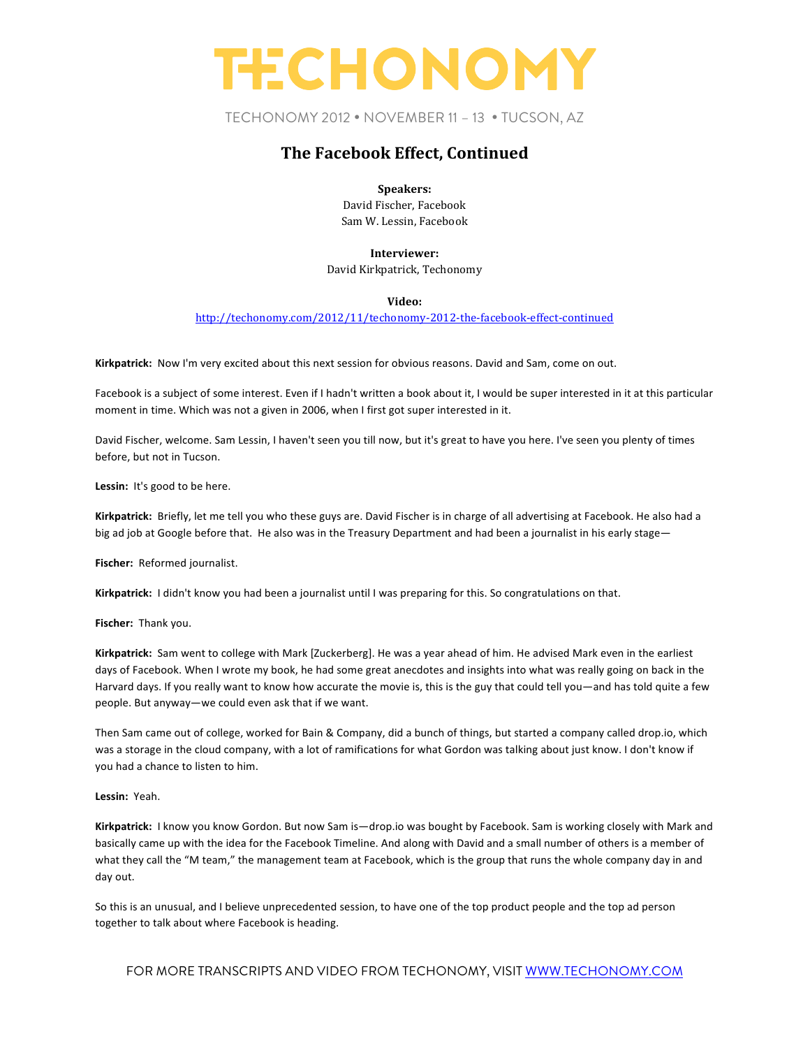# TECHONOMY

TECHONOMY 2012 • NOVEMBER 11 – 13 • TUCSON, AZ

## The Facebook Effect, Continued

**Speakers:**
David Fischer, Facebook
Sam W. Lessin, Facebook

**Interviewer:**
David Kirkpatrick, Techonomy

**Video:**
http://techonomy.com/2012/11/techonomy-2012-the-facebook-effect-continued

**Kirkpatrick:** Now I'm very excited about this next session for obvious reasons. David and Sam, come on out.

Facebook is a subject of some interest. Even if I hadn't written a book about it, I would be super interested in it at this particular moment in time. Which was not a given in 2006, when I first got super interested in it.

David Fischer, welcome. Sam Lessin, I haven't seen you till now, but it's great to have you here. I've seen you plenty of times before, but not in Tucson.

**Lessin:** It's good to be here.

**Kirkpatrick:** Briefly, let me tell you who these guys are. David Fischer is in charge of all advertising at Facebook. He also had a big ad job at Google before that. He also was in the Treasury Department and had been a journalist in his early stage—

**Fischer:** Reformed journalist.

**Kirkpatrick:** I didn't know you had been a journalist until I was preparing for this. So congratulations on that.

**Fischer:** Thank you.

**Kirkpatrick:** Sam went to college with Mark [Zuckerberg]. He was a year ahead of him. He advised Mark even in the earliest days of Facebook. When I wrote my book, he had some great anecdotes and insights into what was really going on back in the Harvard days. If you really want to know how accurate the movie is, this is the guy that could tell you—and has told quite a few people. But anyway—we could even ask that if we want.

Then Sam came out of college, worked for Bain & Company, did a bunch of things, but started a company called drop.io, which was a storage in the cloud company, with a lot of ramifications for what Gordon was talking about just know. I don't know if you had a chance to listen to him.

**Lessin:** Yeah.

**Kirkpatrick:** I know you know Gordon. But now Sam is—drop.io was bought by Facebook. Sam is working closely with Mark and basically came up with the idea for the Facebook Timeline. And along with David and a small number of others is a member of what they call the "M team," the management team at Facebook, which is the group that runs the whole company day in and day out.

So this is an unusual, and I believe unprecedented session, to have one of the top product people and the top ad person together to talk about where Facebook is heading.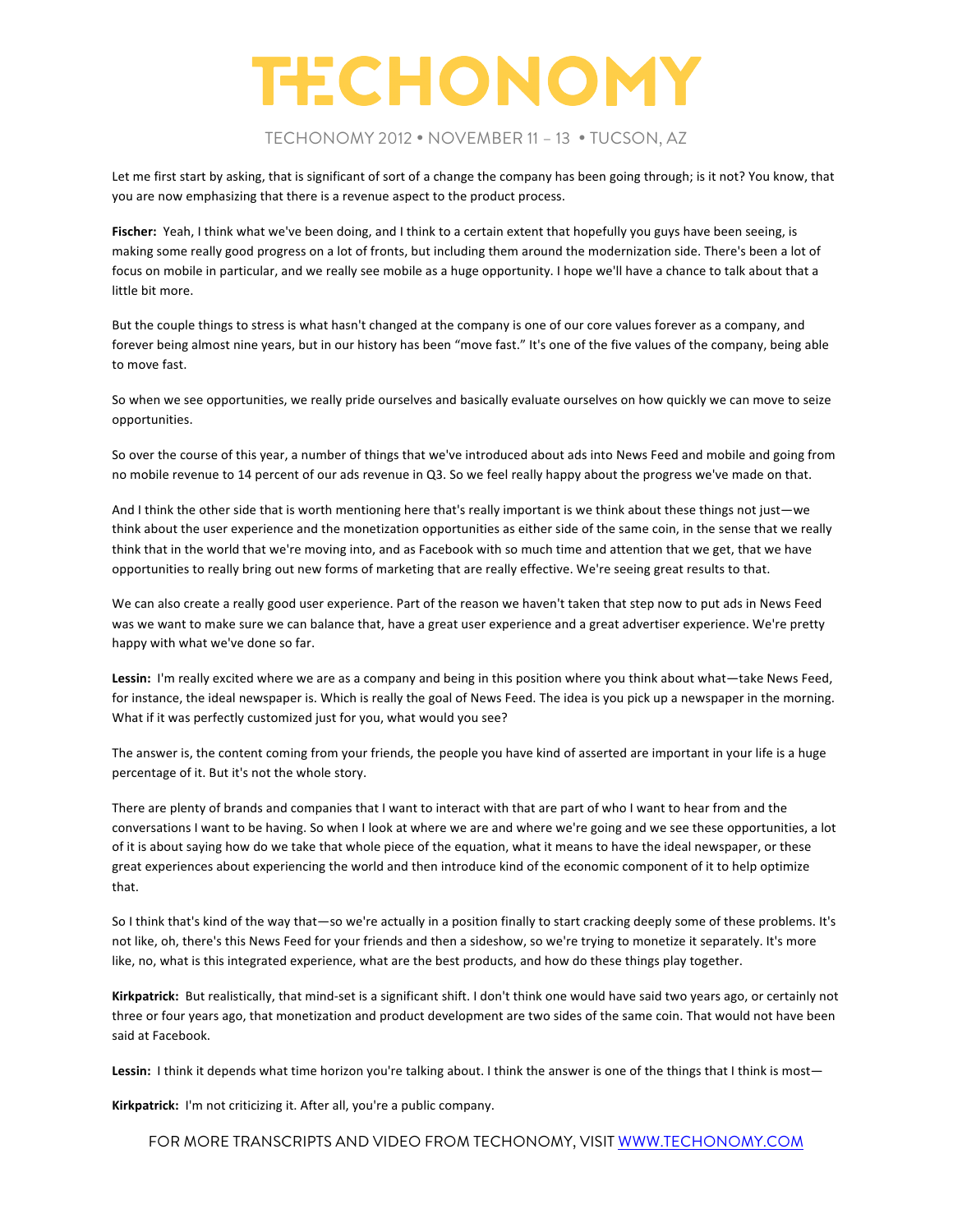Let me first start by asking, that is significant of sort of a change the company has been going through; is it not? You know, that you are now emphasizing that there is a revenue aspect to the product process.

**Fischer:** Yeah, I think what we've been doing, and I think to a certain extent that hopefully you guys have been seeing, is making some really good progress on a lot of fronts, but including them around the modernization side. There's been a lot of focus on mobile in particular, and we really see mobile as a huge opportunity. I hope we'll have a chance to talk about that a little bit more.

But the couple things to stress is what hasn't changed at the company is one of our core values forever as a company, and forever being almost nine years, but in our history has been "move fast." It's one of the five values of the company, being able to move fast.

So when we see opportunities, we really pride ourselves and basically evaluate ourselves on how quickly we can move to seize opportunities.

So over the course of this year, a number of things that we've introduced about ads into News Feed and mobile and going from no mobile revenue to 14 percent of our ads revenue in Q3. So we feel really happy about the progress we've made on that.

And I think the other side that is worth mentioning here that's really important is we think about these things not just—we think about the user experience and the monetization opportunities as either side of the same coin, in the sense that we really think that in the world that we're moving into, and as Facebook with so much time and attention that we get, that we have opportunities to really bring out new forms of marketing that are really effective. We're seeing great results to that.

We can also create a really good user experience. Part of the reason we haven't taken that step now to put ads in News Feed was we want to make sure we can balance that, have a great user experience and a great advertiser experience. We're pretty happy with what we've done so far.

**Lessin:** I'm really excited where we are as a company and being in this position where you think about what—take News Feed, for instance, the ideal newspaper is. Which is really the goal of News Feed. The idea is you pick up a newspaper in the morning. What if it was perfectly customized just for you, what would you see?

The answer is, the content coming from your friends, the people you have kind of asserted are important in your life is a huge percentage of it. But it's not the whole story.

There are plenty of brands and companies that I want to interact with that are part of who I want to hear from and the conversations I want to be having. So when I look at where we are and where we're going and we see these opportunities, a lot of it is about saying how do we take that whole piece of the equation, what it means to have the ideal newspaper, or these great experiences about experiencing the world and then introduce kind of the economic component of it to help optimize that.

So I think that's kind of the way that—so we're actually in a position finally to start cracking deeply some of these problems. It's not like, oh, there's this News Feed for your friends and then a sideshow, so we're trying to monetize it separately. It's more like, no, what is this integrated experience, what are the best products, and how do these things play together.

**Kirkpatrick:** But realistically, that mind-set is a significant shift. I don't think one would have said two years ago, or certainly not three or four years ago, that monetization and product development are two sides of the same coin. That would not have been said at Facebook.

**Lessin:** I think it depends what time horizon you're talking about. I think the answer is one of the things that I think is most—

**Kirkpatrick:** I'm not criticizing it. After all, you're a public company.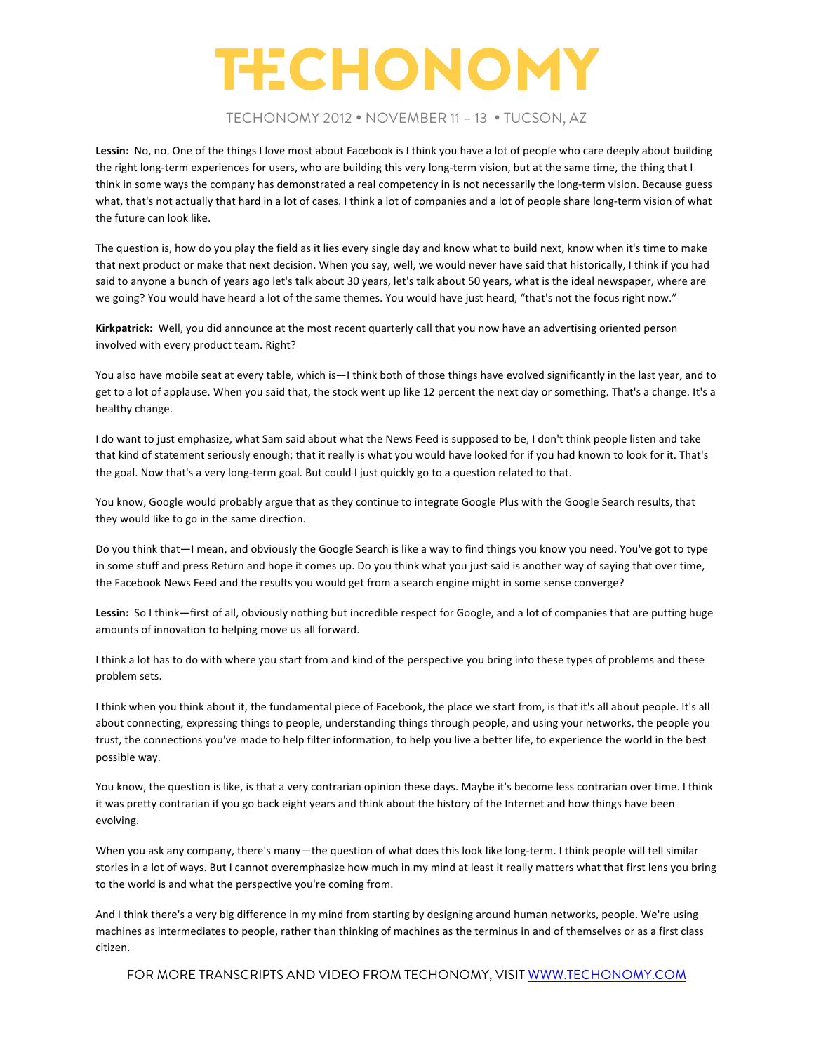**Lessin:** No, no. One of the things I love most about Facebook is I think you have a lot of people who care deeply about building the right long-term experiences for users, who are building this very long-term vision, but at the same time, the thing that I think in some ways the company has demonstrated a real competency in is not necessarily the long-term vision. Because guess what, that's not actually that hard in a lot of cases. I think a lot of companies and a lot of people share long-term vision of what the future can look like.

The question is, how do you play the field as it lies every single day and know what to build next, know when it's time to make that next product or make that next decision. When you say, well, we would never have said that historically, I think if you had said to anyone a bunch of years ago let's talk about 30 years, let's talk about 50 years, what is the ideal newspaper, where are we going? You would have heard a lot of the same themes. You would have just heard, "that's not the focus right now."

**Kirkpatrick:** Well, you did announce at the most recent quarterly call that you now have an advertising oriented person involved with every product team. Right?

You also have mobile seat at every table, which is—I think both of those things have evolved significantly in the last year, and to get to a lot of applause. When you said that, the stock went up like 12 percent the next day or something. That's a change. It's a healthy change.

I do want to just emphasize, what Sam said about what the News Feed is supposed to be, I don't think people listen and take that kind of statement seriously enough; that it really is what you would have looked for if you had known to look for it. That's the goal. Now that's a very long-term goal. But could I just quickly go to a question related to that.

You know, Google would probably argue that as they continue to integrate Google Plus with the Google Search results, that they would like to go in the same direction.

Do you think that—I mean, and obviously the Google Search is like a way to find things you know you need. You've got to type in some stuff and press Return and hope it comes up. Do you think what you just said is another way of saying that over time, the Facebook News Feed and the results you would get from a search engine might in some sense converge?

**Lessin:** So I think—first of all, obviously nothing but incredible respect for Google, and a lot of companies that are putting huge amounts of innovation to helping move us all forward.

I think a lot has to do with where you start from and kind of the perspective you bring into these types of problems and these problem sets.

I think when you think about it, the fundamental piece of Facebook, the place we start from, is that it's all about people. It's all about connecting, expressing things to people, understanding things through people, and using your networks, the people you trust, the connections you've made to help filter information, to help you live a better life, to experience the world in the best possible way.

You know, the question is like, is that a very contrarian opinion these days. Maybe it's become less contrarian over time. I think it was pretty contrarian if you go back eight years and think about the history of the Internet and how things have been evolving.

When you ask any company, there's many—the question of what does this look like long-term. I think people will tell similar stories in a lot of ways. But I cannot overemphasize how much in my mind at least it really matters what that first lens you bring to the world is and what the perspective you're coming from.

And I think there's a very big difference in my mind from starting by designing around human networks, people. We're using machines as intermediates to people, rather than thinking of machines as the terminus in and of themselves or as a first class citizen.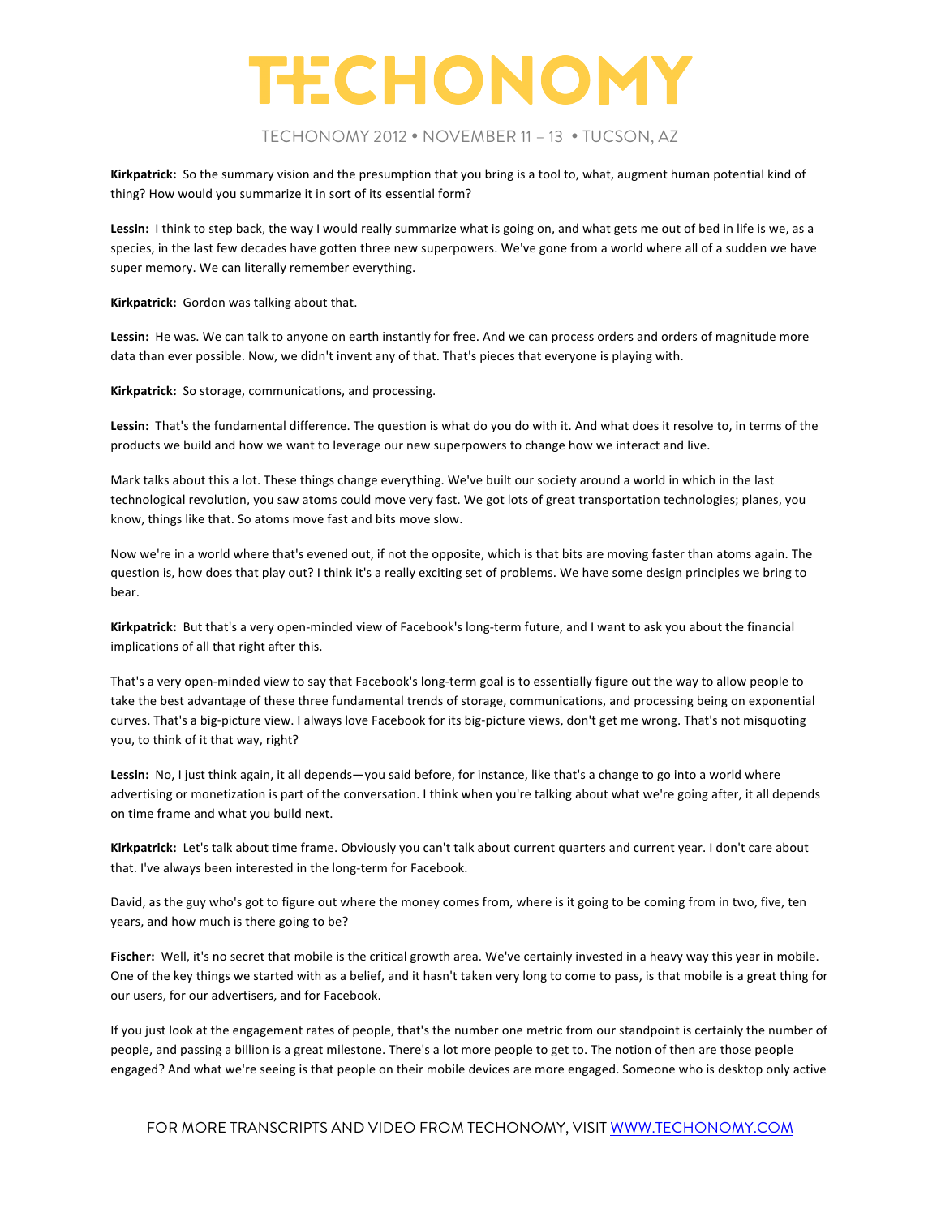**Kirkpatrick:** So the summary vision and the presumption that you bring is a tool to, what, augment human potential kind of thing? How would you summarize it in sort of its essential form?

**Lessin:** I think to step back, the way I would really summarize what is going on, and what gets me out of bed in life is we, as a species, in the last few decades have gotten three new superpowers. We've gone from a world where all of a sudden we have super memory. We can literally remember everything.

**Kirkpatrick:** Gordon was talking about that.

**Lessin:** He was. We can talk to anyone on earth instantly for free. And we can process orders and orders of magnitude more data than ever possible. Now, we didn't invent any of that. That's pieces that everyone is playing with.

**Kirkpatrick:** So storage, communications, and processing.

**Lessin:** That's the fundamental difference. The question is what do you do with it. And what does it resolve to, in terms of the products we build and how we want to leverage our new superpowers to change how we interact and live.

Mark talks about this a lot. These things change everything. We've built our society around a world in which in the last technological revolution, you saw atoms could move very fast. We got lots of great transportation technologies; planes, you know, things like that. So atoms move fast and bits move slow.

Now we're in a world where that's evened out, if not the opposite, which is that bits are moving faster than atoms again. The question is, how does that play out? I think it's a really exciting set of problems. We have some design principles we bring to bear.

**Kirkpatrick:** But that's a very open-minded view of Facebook's long-term future, and I want to ask you about the financial implications of all that right after this.

That's a very open-minded view to say that Facebook's long-term goal is to essentially figure out the way to allow people to take the best advantage of these three fundamental trends of storage, communications, and processing being on exponential curves. That's a big-picture view. I always love Facebook for its big-picture views, don't get me wrong. That's not misquoting you, to think of it that way, right?

**Lessin:** No, I just think again, it all depends—you said before, for instance, like that's a change to go into a world where advertising or monetization is part of the conversation. I think when you're talking about what we're going after, it all depends on time frame and what you build next.

**Kirkpatrick:** Let's talk about time frame. Obviously you can't talk about current quarters and current year. I don't care about that. I've always been interested in the long-term for Facebook.

David, as the guy who's got to figure out where the money comes from, where is it going to be coming from in two, five, ten years, and how much is there going to be?

**Fischer:** Well, it's no secret that mobile is the critical growth area. We've certainly invested in a heavy way this year in mobile. One of the key things we started with as a belief, and it hasn't taken very long to come to pass, is that mobile is a great thing for our users, for our advertisers, and for Facebook.

If you just look at the engagement rates of people, that's the number one metric from our standpoint is certainly the number of people, and passing a billion is a great milestone. There's a lot more people to get to. The notion of then are those people engaged? And what we're seeing is that people on their mobile devices are more engaged. Someone who is desktop only active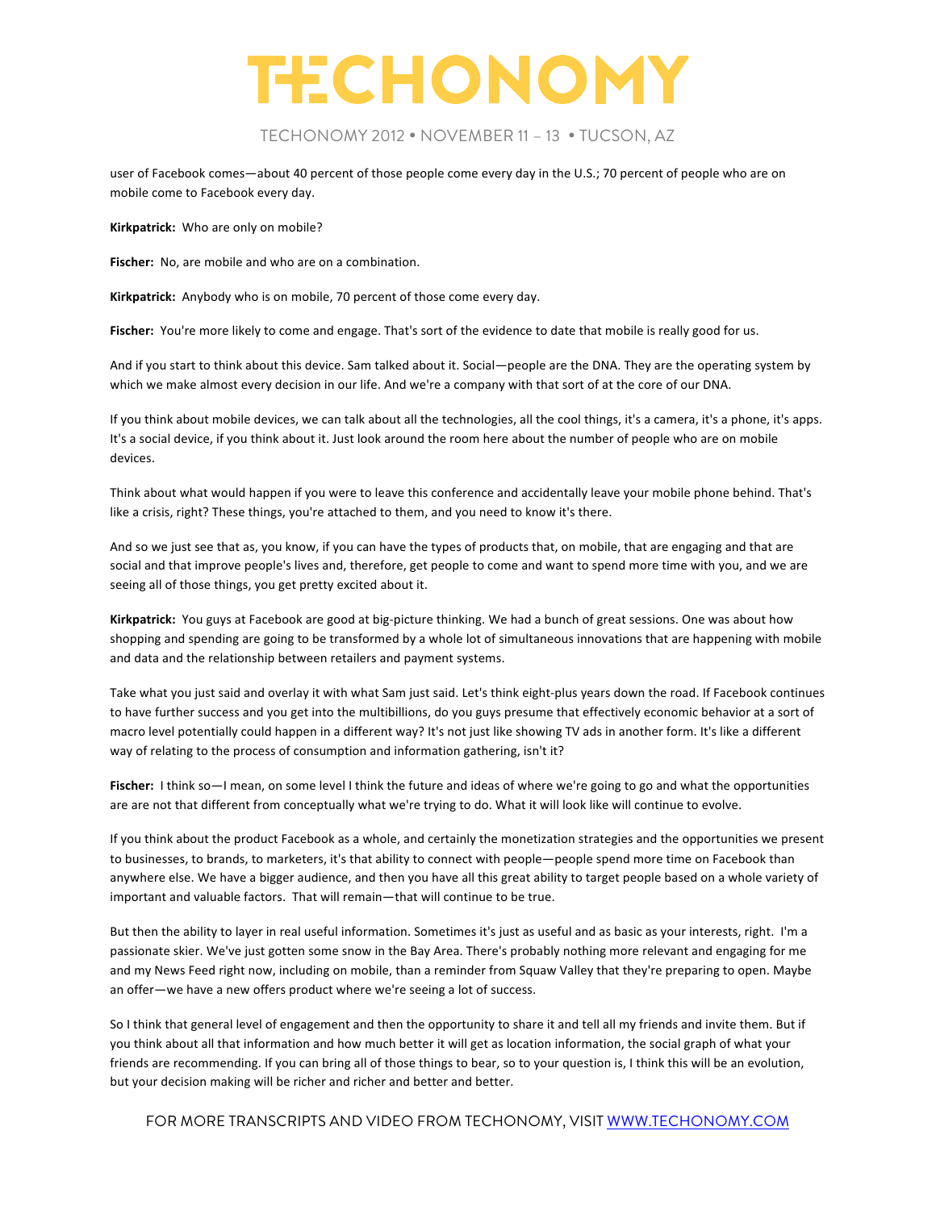user of Facebook comes—about 40 percent of those people come every day in the U.S.; 70 percent of people who are on mobile come to Facebook every day.

**Kirkpatrick:** Who are only on mobile?

**Fischer:** No, are mobile and who are on a combination.

**Kirkpatrick:** Anybody who is on mobile, 70 percent of those come every day.

**Fischer:** You're more likely to come and engage. That's sort of the evidence to date that mobile is really good for us.

And if you start to think about this device. Sam talked about it. Social—people are the DNA. They are the operating system by which we make almost every decision in our life. And we're a company with that sort of at the core of our DNA.

If you think about mobile devices, we can talk about all the technologies, all the cool things, it's a camera, it's a phone, it's apps. It's a social device, if you think about it. Just look around the room here about the number of people who are on mobile devices.

Think about what would happen if you were to leave this conference and accidentally leave your mobile phone behind. That's like a crisis, right? These things, you're attached to them, and you need to know it's there.

And so we just see that as, you know, if you can have the types of products that, on mobile, that are engaging and that are social and that improve people's lives and, therefore, get people to come and want to spend more time with you, and we are seeing all of those things, you get pretty excited about it.

**Kirkpatrick:** You guys at Facebook are good at big-picture thinking. We had a bunch of great sessions. One was about how shopping and spending are going to be transformed by a whole lot of simultaneous innovations that are happening with mobile and data and the relationship between retailers and payment systems.

Take what you just said and overlay it with what Sam just said. Let's think eight-plus years down the road. If Facebook continues to have further success and you get into the multibillions, do you guys presume that effectively economic behavior at a sort of macro level potentially could happen in a different way? It's not just like showing TV ads in another form. It's like a different way of relating to the process of consumption and information gathering, isn't it?

**Fischer:** I think so—I mean, on some level I think the future and ideas of where we're going to go and what the opportunities are are not that different from conceptually what we're trying to do. What it will look like will continue to evolve.

If you think about the product Facebook as a whole, and certainly the monetization strategies and the opportunities we present to businesses, to brands, to marketers, it's that ability to connect with people—people spend more time on Facebook than anywhere else. We have a bigger audience, and then you have all this great ability to target people based on a whole variety of important and valuable factors. That will remain—that will continue to be true.

But then the ability to layer in real useful information. Sometimes it's just as useful and as basic as your interests, right. I'm a passionate skier. We've just gotten some snow in the Bay Area. There's probably nothing more relevant and engaging for me and my News Feed right now, including on mobile, than a reminder from Squaw Valley that they're preparing to open. Maybe an offer—we have a new offers product where we're seeing a lot of success.

So I think that general level of engagement and then the opportunity to share it and tell all my friends and invite them. But if you think about all that information and how much better it will get as location information, the social graph of what your friends are recommending. If you can bring all of those things to bear, so to your question is, I think this will be an evolution, but your decision making will be richer and richer and better and better.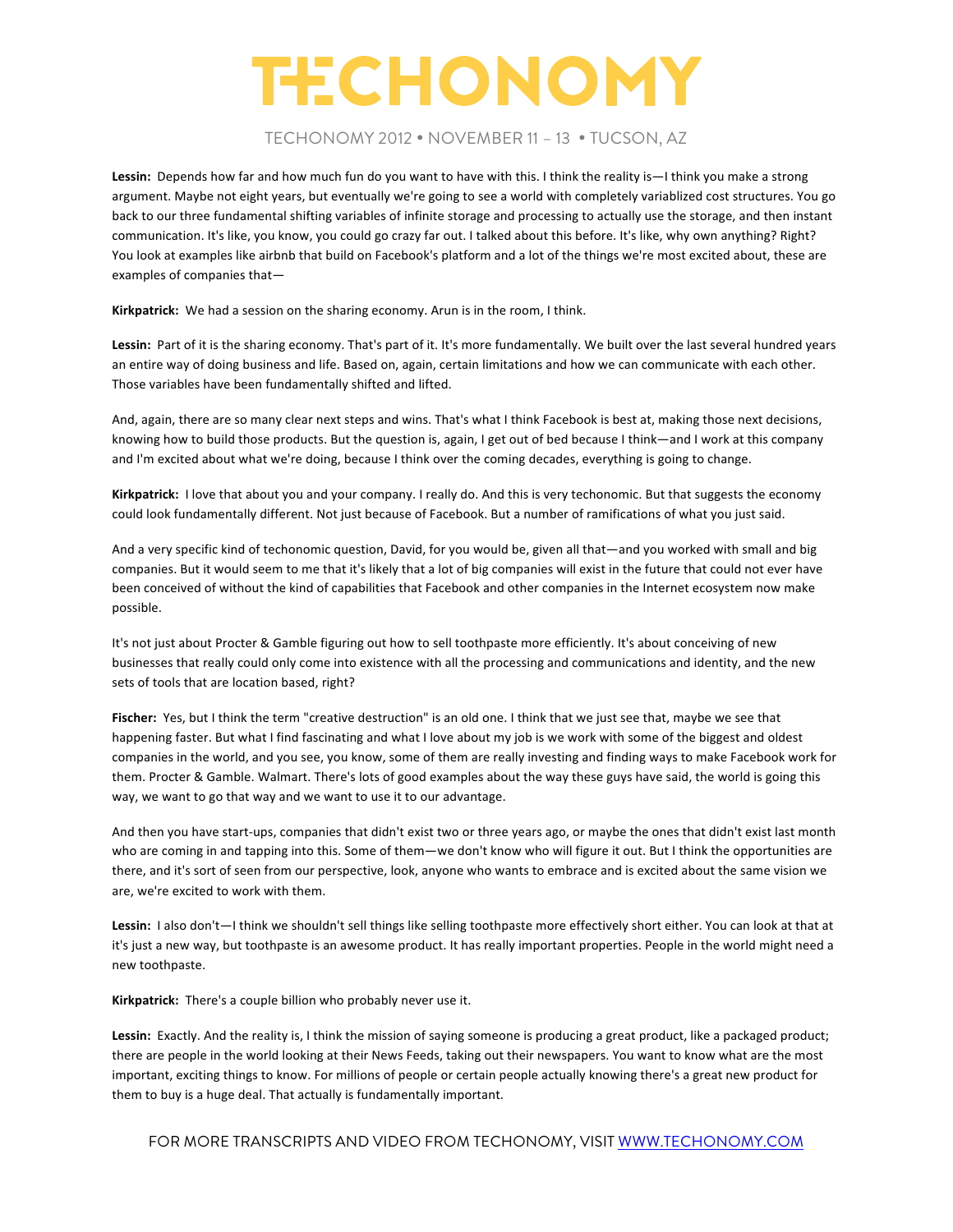**Lessin:** Depends how far and how much fun do you want to have with this. I think the reality is—I think you make a strong argument. Maybe not eight years, but eventually we're going to see a world with completely variablized cost structures. You go back to our three fundamental shifting variables of infinite storage and processing to actually use the storage, and then instant communication. It's like, you know, you could go crazy far out. I talked about this before. It's like, why own anything? Right? You look at examples like airbnb that build on Facebook's platform and a lot of the things we're most excited about, these are examples of companies that—

**Kirkpatrick:** We had a session on the sharing economy. Arun is in the room, I think.

**Lessin:** Part of it is the sharing economy. That's part of it. It's more fundamentally. We built over the last several hundred years an entire way of doing business and life. Based on, again, certain limitations and how we can communicate with each other. Those variables have been fundamentally shifted and lifted.

And, again, there are so many clear next steps and wins. That's what I think Facebook is best at, making those next decisions, knowing how to build those products. But the question is, again, I get out of bed because I think—and I work at this company and I'm excited about what we're doing, because I think over the coming decades, everything is going to change.

**Kirkpatrick:** I love that about you and your company. I really do. And this is very techonomic. But that suggests the economy could look fundamentally different. Not just because of Facebook. But a number of ramifications of what you just said.

And a very specific kind of techonomic question, David, for you would be, given all that—and you worked with small and big companies. But it would seem to me that it's likely that a lot of big companies will exist in the future that could not ever have been conceived of without the kind of capabilities that Facebook and other companies in the Internet ecosystem now make possible.

It's not just about Procter & Gamble figuring out how to sell toothpaste more efficiently. It's about conceiving of new businesses that really could only come into existence with all the processing and communications and identity, and the new sets of tools that are location based, right?

**Fischer:** Yes, but I think the term "creative destruction" is an old one. I think that we just see that, maybe we see that happening faster. But what I find fascinating and what I love about my job is we work with some of the biggest and oldest companies in the world, and you see, you know, some of them are really investing and finding ways to make Facebook work for them. Procter & Gamble. Walmart. There's lots of good examples about the way these guys have said, the world is going this way, we want to go that way and we want to use it to our advantage.

And then you have start-ups, companies that didn't exist two or three years ago, or maybe the ones that didn't exist last month who are coming in and tapping into this. Some of them—we don't know who will figure it out. But I think the opportunities are there, and it's sort of seen from our perspective, look, anyone who wants to embrace and is excited about the same vision we are, we're excited to work with them.

**Lessin:** I also don't—I think we shouldn't sell things like selling toothpaste more effectively short either. You can look at that at it's just a new way, but toothpaste is an awesome product. It has really important properties. People in the world might need a new toothpaste.

**Kirkpatrick:** There's a couple billion who probably never use it.

**Lessin:** Exactly. And the reality is, I think the mission of saying someone is producing a great product, like a packaged product; there are people in the world looking at their News Feeds, taking out their newspapers. You want to know what are the most important, exciting things to know. For millions of people or certain people actually knowing there's a great new product for them to buy is a huge deal. That actually is fundamentally important.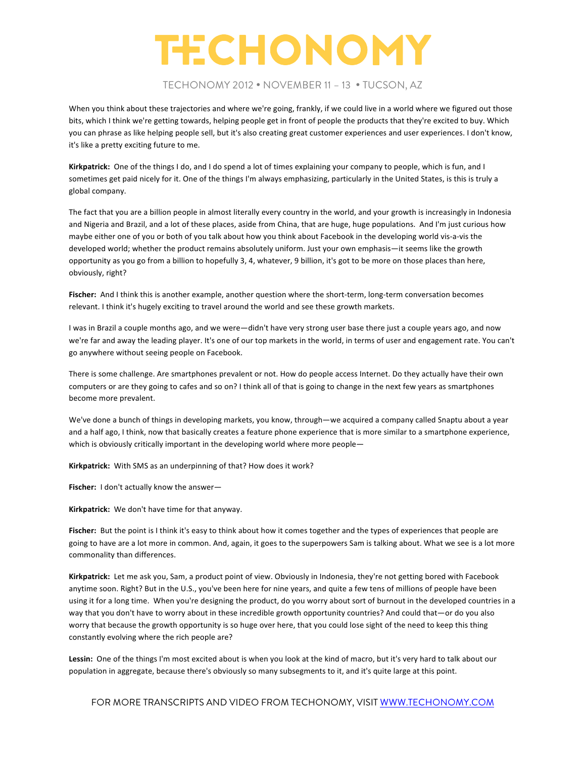When you think about these trajectories and where we're going, frankly, if we could live in a world where we figured out those bits, which I think we're getting towards, helping people get in front of people the products that they're excited to buy. Which you can phrase as like helping people sell, but it's also creating great customer experiences and user experiences. I don't know, it's like a pretty exciting future to me.

**Kirkpatrick:** One of the things I do, and I do spend a lot of times explaining your company to people, which is fun, and I sometimes get paid nicely for it. One of the things I'm always emphasizing, particularly in the United States, is this is truly a global company.

The fact that you are a billion people in almost literally every country in the world, and your growth is increasingly in Indonesia and Nigeria and Brazil, and a lot of these places, aside from China, that are huge, huge populations. And I'm just curious how maybe either one of you or both of you talk about how you think about Facebook in the developing world vis-a-vis the developed world; whether the product remains absolutely uniform. Just your own emphasis—it seems like the growth opportunity as you go from a billion to hopefully 3, 4, whatever, 9 billion, it's got to be more on those places than here, obviously, right?

**Fischer:** And I think this is another example, another question where the short-term, long-term conversation becomes relevant. I think it's hugely exciting to travel around the world and see these growth markets.

I was in Brazil a couple months ago, and we were—didn't have very strong user base there just a couple years ago, and now we're far and away the leading player. It's one of our top markets in the world, in terms of user and engagement rate. You can't go anywhere without seeing people on Facebook.

There is some challenge. Are smartphones prevalent or not. How do people access Internet. Do they actually have their own computers or are they going to cafes and so on? I think all of that is going to change in the next few years as smartphones become more prevalent.

We've done a bunch of things in developing markets, you know, through—we acquired a company called Snaptu about a year and a half ago, I think, now that basically creates a feature phone experience that is more similar to a smartphone experience, which is obviously critically important in the developing world where more people—

**Kirkpatrick:** With SMS as an underpinning of that? How does it work?

**Fischer:** I don't actually know the answer—

**Kirkpatrick:** We don't have time for that anyway.

**Fischer:** But the point is I think it's easy to think about how it comes together and the types of experiences that people are going to have are a lot more in common. And, again, it goes to the superpowers Sam is talking about. What we see is a lot more commonality than differences.

**Kirkpatrick:** Let me ask you, Sam, a product point of view. Obviously in Indonesia, they're not getting bored with Facebook anytime soon. Right? But in the U.S., you've been here for nine years, and quite a few tens of millions of people have been using it for a long time. When you're designing the product, do you worry about sort of burnout in the developed countries in a way that you don't have to worry about in these incredible growth opportunity countries? And could that—or do you also worry that because the growth opportunity is so huge over here, that you could lose sight of the need to keep this thing constantly evolving where the rich people are?

**Lessin:** One of the things I'm most excited about is when you look at the kind of macro, but it's very hard to talk about our population in aggregate, because there's obviously so many subsegments to it, and it's quite large at this point.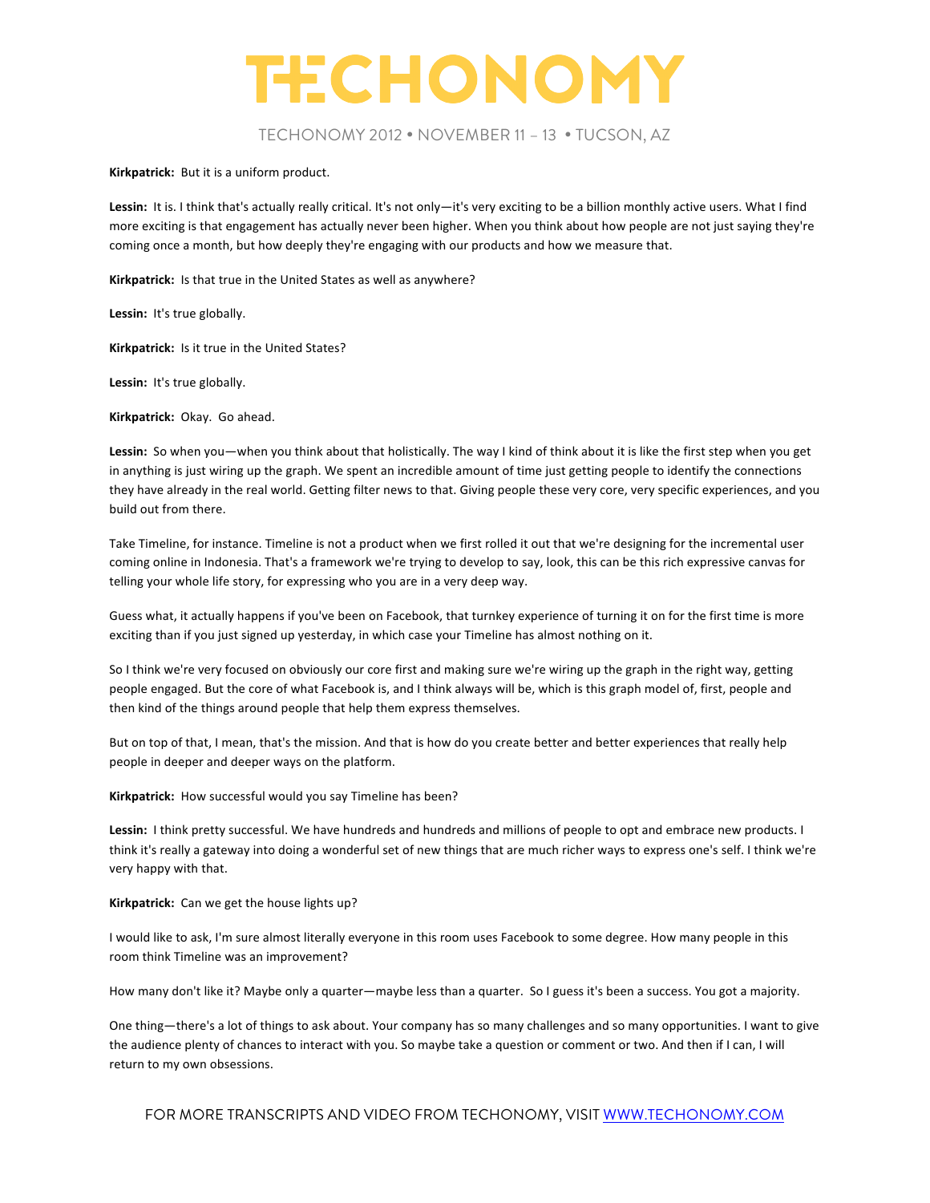**Kirkpatrick:** But it is a uniform product.

**Lessin:** It is. I think that's actually really critical. It's not only—it's very exciting to be a billion monthly active users. What I find more exciting is that engagement has actually never been higher. When you think about how people are not just saying they're coming once a month, but how deeply they're engaging with our products and how we measure that.

**Kirkpatrick:** Is that true in the United States as well as anywhere?

**Lessin:** It's true globally.

**Kirkpatrick:** Is it true in the United States?

**Lessin:** It's true globally.

**Kirkpatrick:** Okay. Go ahead.

**Lessin:** So when you—when you think about that holistically. The way I kind of think about it is like the first step when you get in anything is just wiring up the graph. We spent an incredible amount of time just getting people to identify the connections they have already in the real world. Getting filter news to that. Giving people these very core, very specific experiences, and you build out from there.

Take Timeline, for instance. Timeline is not a product when we first rolled it out that we're designing for the incremental user coming online in Indonesia. That's a framework we're trying to develop to say, look, this can be this rich expressive canvas for telling your whole life story, for expressing who you are in a very deep way.

Guess what, it actually happens if you've been on Facebook, that turnkey experience of turning it on for the first time is more exciting than if you just signed up yesterday, in which case your Timeline has almost nothing on it.

So I think we're very focused on obviously our core first and making sure we're wiring up the graph in the right way, getting people engaged. But the core of what Facebook is, and I think always will be, which is this graph model of, first, people and then kind of the things around people that help them express themselves.

But on top of that, I mean, that's the mission. And that is how do you create better and better experiences that really help people in deeper and deeper ways on the platform.

**Kirkpatrick:** How successful would you say Timeline has been?

**Lessin:** I think pretty successful. We have hundreds and hundreds and millions of people to opt and embrace new products. I think it's really a gateway into doing a wonderful set of new things that are much richer ways to express one's self. I think we're very happy with that.

**Kirkpatrick:** Can we get the house lights up?

I would like to ask, I'm sure almost literally everyone in this room uses Facebook to some degree. How many people in this room think Timeline was an improvement?

How many don't like it? Maybe only a quarter—maybe less than a quarter. So I guess it's been a success. You got a majority.

One thing—there's a lot of things to ask about. Your company has so many challenges and so many opportunities. I want to give the audience plenty of chances to interact with you. So maybe take a question or comment or two. And then if I can, I will return to my own obsessions.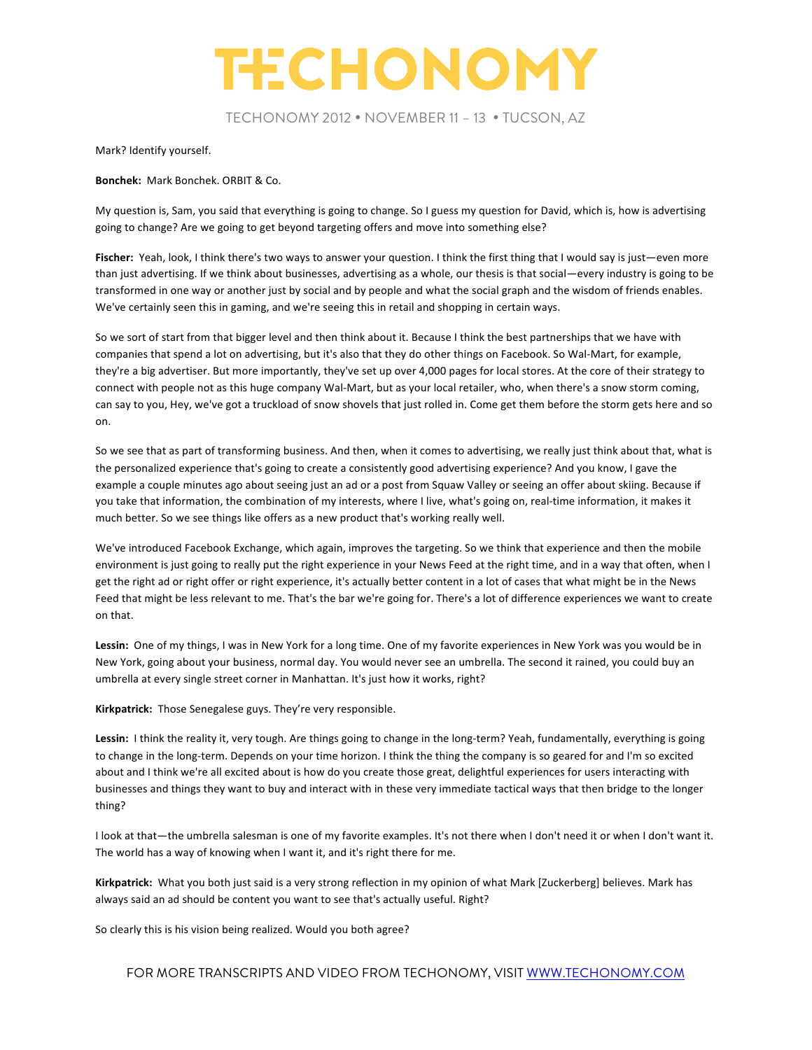Mark? Identify yourself.

**Bonchek:** Mark Bonchek. ORBIT & Co.

My question is, Sam, you said that everything is going to change. So I guess my question for David, which is, how is advertising going to change? Are we going to get beyond targeting offers and move into something else?

**Fischer:** Yeah, look, I think there's two ways to answer your question. I think the first thing that I would say is just—even more than just advertising. If we think about businesses, advertising as a whole, our thesis is that social—every industry is going to be transformed in one way or another just by social and by people and what the social graph and the wisdom of friends enables. We've certainly seen this in gaming, and we're seeing this in retail and shopping in certain ways.

So we sort of start from that bigger level and then think about it. Because I think the best partnerships that we have with companies that spend a lot on advertising, but it's also that they do other things on Facebook. So Wal-Mart, for example, they're a big advertiser. But more importantly, they've set up over 4,000 pages for local stores. At the core of their strategy to connect with people not as this huge company Wal-Mart, but as your local retailer, who, when there's a snow storm coming, can say to you, Hey, we've got a truckload of snow shovels that just rolled in. Come get them before the storm gets here and so on.

So we see that as part of transforming business. And then, when it comes to advertising, we really just think about that, what is the personalized experience that's going to create a consistently good advertising experience? And you know, I gave the example a couple minutes ago about seeing just an ad or a post from Squaw Valley or seeing an offer about skiing. Because if you take that information, the combination of my interests, where I live, what's going on, real-time information, it makes it much better. So we see things like offers as a new product that's working really well.

We've introduced Facebook Exchange, which again, improves the targeting. So we think that experience and then the mobile environment is just going to really put the right experience in your News Feed at the right time, and in a way that often, when I get the right ad or right offer or right experience, it's actually better content in a lot of cases that what might be in the News Feed that might be less relevant to me. That's the bar we're going for. There's a lot of difference experiences we want to create on that.

**Lessin:** One of my things, I was in New York for a long time. One of my favorite experiences in New York was you would be in New York, going about your business, normal day. You would never see an umbrella. The second it rained, you could buy an umbrella at every single street corner in Manhattan. It's just how it works, right?

**Kirkpatrick:** Those Senegalese guys. They're very responsible.

**Lessin:** I think the reality it, very tough. Are things going to change in the long-term? Yeah, fundamentally, everything is going to change in the long-term. Depends on your time horizon. I think the thing the company is so geared for and I'm so excited about and I think we're all excited about is how do you create those great, delightful experiences for users interacting with businesses and things they want to buy and interact with in these very immediate tactical ways that then bridge to the longer thing?

I look at that—the umbrella salesman is one of my favorite examples. It's not there when I don't need it or when I don't want it. The world has a way of knowing when I want it, and it's right there for me.

**Kirkpatrick:** What you both just said is a very strong reflection in my opinion of what Mark [Zuckerberg] believes. Mark has always said an ad should be content you want to see that's actually useful. Right?

So clearly this is his vision being realized. Would you both agree?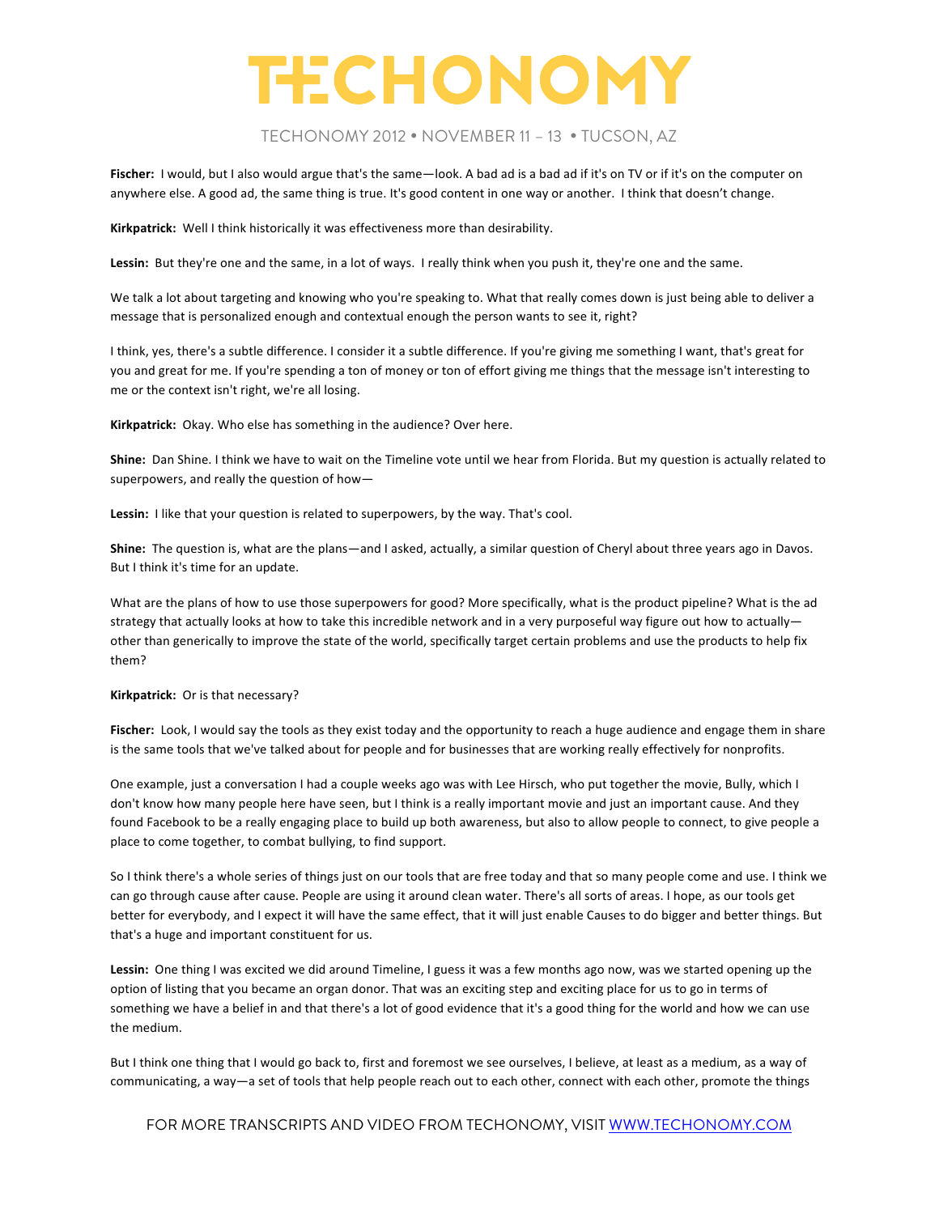**Fischer:** I would, but I also would argue that's the same—look. A bad ad is a bad ad if it's on TV or if it's on the computer on anywhere else. A good ad, the same thing is true. It's good content in one way or another. I think that doesn't change.

**Kirkpatrick:** Well I think historically it was effectiveness more than desirability.

**Lessin:** But they're one and the same, in a lot of ways. I really think when you push it, they're one and the same.

We talk a lot about targeting and knowing who you're speaking to. What that really comes down is just being able to deliver a message that is personalized enough and contextual enough the person wants to see it, right?

I think, yes, there's a subtle difference. I consider it a subtle difference. If you're giving me something I want, that's great for you and great for me. If you're spending a ton of money or ton of effort giving me things that the message isn't interesting to me or the context isn't right, we're all losing.

**Kirkpatrick:** Okay. Who else has something in the audience? Over here.

**Shine:** Dan Shine. I think we have to wait on the Timeline vote until we hear from Florida. But my question is actually related to superpowers, and really the question of how—

**Lessin:** I like that your question is related to superpowers, by the way. That's cool.

**Shine:** The question is, what are the plans—and I asked, actually, a similar question of Cheryl about three years ago in Davos. But I think it's time for an update.

What are the plans of how to use those superpowers for good? More specifically, what is the product pipeline? What is the ad strategy that actually looks at how to take this incredible network and in a very purposeful way figure out how to actually—other than generically to improve the state of the world, specifically target certain problems and use the products to help fix them?

**Kirkpatrick:** Or is that necessary?

**Fischer:** Look, I would say the tools as they exist today and the opportunity to reach a huge audience and engage them in share is the same tools that we've talked about for people and for businesses that are working really effectively for nonprofits.

One example, just a conversation I had a couple weeks ago was with Lee Hirsch, who put together the movie, Bully, which I don't know how many people here have seen, but I think is a really important movie and just an important cause. And they found Facebook to be a really engaging place to build up both awareness, but also to allow people to connect, to give people a place to come together, to combat bullying, to find support.

So I think there's a whole series of things just on our tools that are free today and that so many people come and use. I think we can go through cause after cause. People are using it around clean water. There's all sorts of areas. I hope, as our tools get better for everybody, and I expect it will have the same effect, that it will just enable Causes to do bigger and better things. But that's a huge and important constituent for us.

**Lessin:** One thing I was excited we did around Timeline, I guess it was a few months ago now, was we started opening up the option of listing that you became an organ donor. That was an exciting step and exciting place for us to go in terms of something we have a belief in and that there's a lot of good evidence that it's a good thing for the world and how we can use the medium.

But I think one thing that I would go back to, first and foremost we see ourselves, I believe, at least as a medium, as a way of communicating, a way—a set of tools that help people reach out to each other, connect with each other, promote the things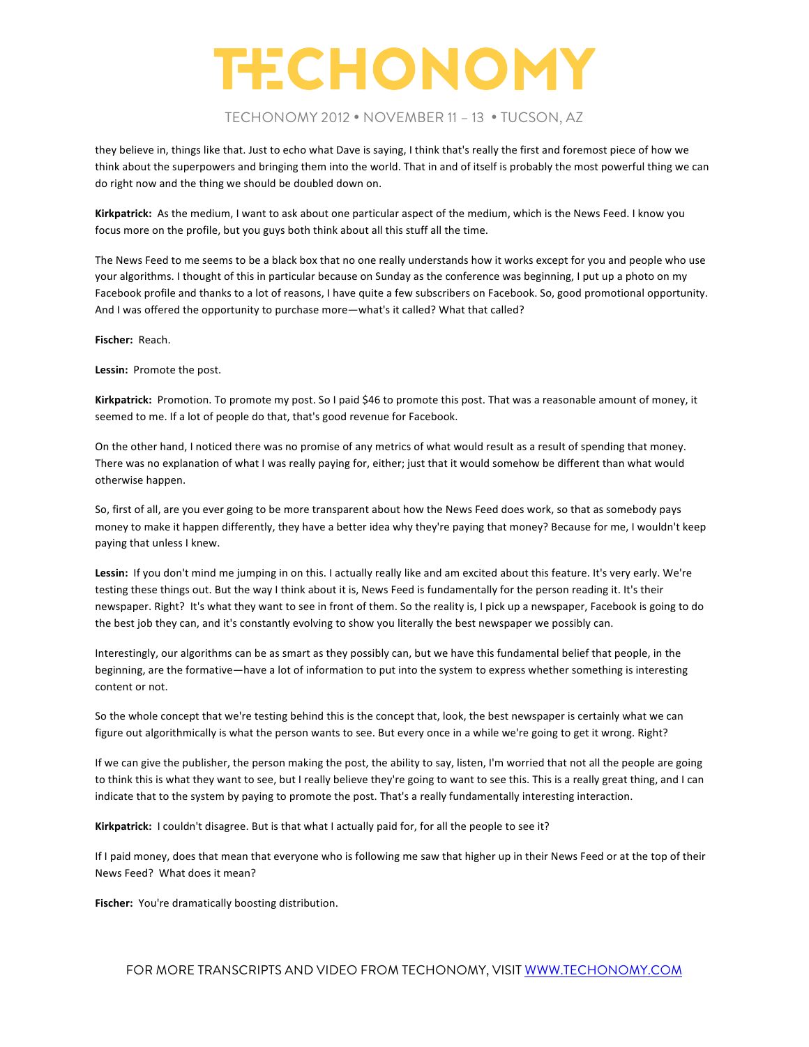they believe in, things like that. Just to echo what Dave is saying, I think that's really the first and foremost piece of how we think about the superpowers and bringing them into the world. That in and of itself is probably the most powerful thing we can do right now and the thing we should be doubled down on.

**Kirkpatrick:** As the medium, I want to ask about one particular aspect of the medium, which is the News Feed. I know you focus more on the profile, but you guys both think about all this stuff all the time.

The News Feed to me seems to be a black box that no one really understands how it works except for you and people who use your algorithms. I thought of this in particular because on Sunday as the conference was beginning, I put up a photo on my Facebook profile and thanks to a lot of reasons, I have quite a few subscribers on Facebook. So, good promotional opportunity. And I was offered the opportunity to purchase more—what's it called? What that called?

**Fischer:** Reach.

**Lessin:** Promote the post.

**Kirkpatrick:** Promotion. To promote my post. So I paid $46 to promote this post. That was a reasonable amount of money, it seemed to me. If a lot of people do that, that's good revenue for Facebook.

On the other hand, I noticed there was no promise of any metrics of what would result as a result of spending that money. There was no explanation of what I was really paying for, either; just that it would somehow be different than what would otherwise happen.

So, first of all, are you ever going to be more transparent about how the News Feed does work, so that as somebody pays money to make it happen differently, they have a better idea why they're paying that money? Because for me, I wouldn't keep paying that unless I knew.

**Lessin:** If you don't mind me jumping in on this. I actually really like and am excited about this feature. It's very early. We're testing these things out. But the way I think about it is, News Feed is fundamentally for the person reading it. It's their newspaper. Right? It's what they want to see in front of them. So the reality is, I pick up a newspaper, Facebook is going to do the best job they can, and it's constantly evolving to show you literally the best newspaper we possibly can.

Interestingly, our algorithms can be as smart as they possibly can, but we have this fundamental belief that people, in the beginning, are the formative—have a lot of information to put into the system to express whether something is interesting content or not.

So the whole concept that we're testing behind this is the concept that, look, the best newspaper is certainly what we can figure out algorithmically is what the person wants to see. But every once in a while we're going to get it wrong. Right?

If we can give the publisher, the person making the post, the ability to say, listen, I'm worried that not all the people are going to think this is what they want to see, but I really believe they're going to want to see this. This is a really great thing, and I can indicate that to the system by paying to promote the post. That's a really fundamentally interesting interaction.

**Kirkpatrick:** I couldn't disagree. But is that what I actually paid for, for all the people to see it?

If I paid money, does that mean that everyone who is following me saw that higher up in their News Feed or at the top of their News Feed? What does it mean?

**Fischer:** You're dramatically boosting distribution.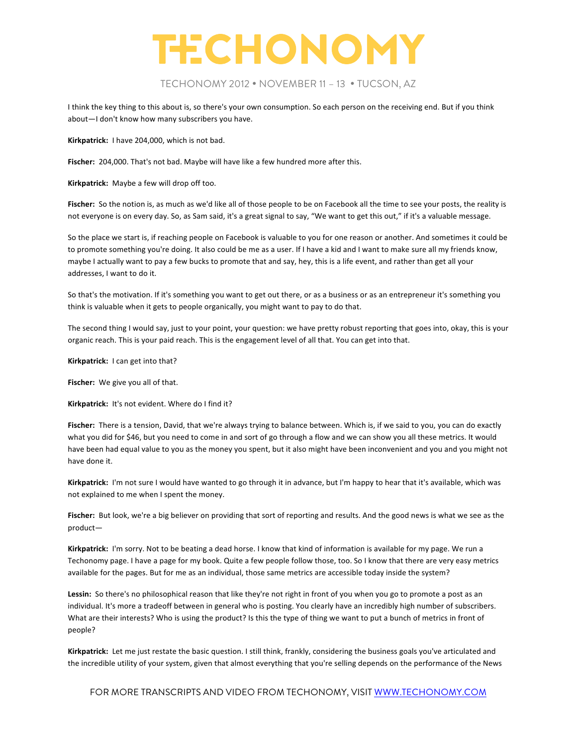I think the key thing to this about is, so there's your own consumption. So each person on the receiving end. But if you think about—I don't know how many subscribers you have.

**Kirkpatrick:** I have 204,000, which is not bad.

**Fischer:** 204,000. That's not bad. Maybe will have like a few hundred more after this.

**Kirkpatrick:** Maybe a few will drop off too.

**Fischer:** So the notion is, as much as we'd like all of those people to be on Facebook all the time to see your posts, the reality is not everyone is on every day. So, as Sam said, it's a great signal to say, "We want to get this out," if it's a valuable message.

So the place we start is, if reaching people on Facebook is valuable to you for one reason or another. And sometimes it could be to promote something you're doing. It also could be me as a user. If I have a kid and I want to make sure all my friends know, maybe I actually want to pay a few bucks to promote that and say, hey, this is a life event, and rather than get all your addresses, I want to do it.

So that's the motivation. If it's something you want to get out there, or as a business or as an entrepreneur it's something you think is valuable when it gets to people organically, you might want to pay to do that.

The second thing I would say, just to your point, your question: we have pretty robust reporting that goes into, okay, this is your organic reach. This is your paid reach. This is the engagement level of all that. You can get into that.

**Kirkpatrick:** I can get into that?

**Fischer:** We give you all of that.

**Kirkpatrick:** It's not evident. Where do I find it?

**Fischer:** There is a tension, David, that we're always trying to balance between. Which is, if we said to you, you can do exactly what you did for $46, but you need to come in and sort of go through a flow and we can show you all these metrics. It would have been had equal value to you as the money you spent, but it also might have been inconvenient and you and you might not have done it.

**Kirkpatrick:** I'm not sure I would have wanted to go through it in advance, but I'm happy to hear that it's available, which was not explained to me when I spent the money.

**Fischer:** But look, we're a big believer on providing that sort of reporting and results. And the good news is what we see as the product—

**Kirkpatrick:** I'm sorry. Not to be beating a dead horse. I know that kind of information is available for my page. We run a Techonomy page. I have a page for my book. Quite a few people follow those, too. So I know that there are very easy metrics available for the pages. But for me as an individual, those same metrics are accessible today inside the system?

**Lessin:** So there's no philosophical reason that like they're not right in front of you when you go to promote a post as an individual. It's more a tradeoff between in general who is posting. You clearly have an incredibly high number of subscribers. What are their interests? Who is using the product? Is this the type of thing we want to put a bunch of metrics in front of people?

**Kirkpatrick:** Let me just restate the basic question. I still think, frankly, considering the business goals you've articulated and the incredible utility of your system, given that almost everything that you're selling depends on the performance of the News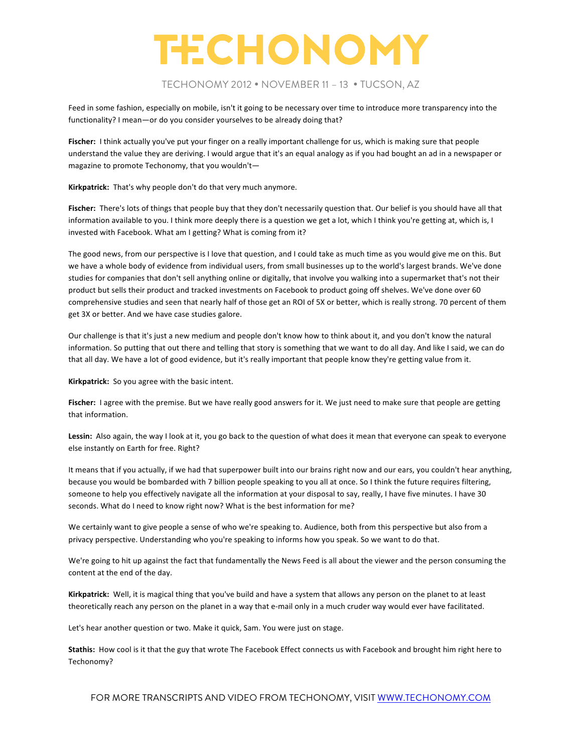Feed in some fashion, especially on mobile, isn't it going to be necessary over time to introduce more transparency into the functionality? I mean—or do you consider yourselves to be already doing that?

**Fischer:** I think actually you've put your finger on a really important challenge for us, which is making sure that people understand the value they are deriving. I would argue that it's an equal analogy as if you had bought an ad in a newspaper or magazine to promote Techonomy, that you wouldn't—

**Kirkpatrick:** That's why people don't do that very much anymore.

**Fischer:** There's lots of things that people buy that they don't necessarily question that. Our belief is you should have all that information available to you. I think more deeply there is a question we get a lot, which I think you're getting at, which is, I invested with Facebook. What am I getting? What is coming from it?

The good news, from our perspective is I love that question, and I could take as much time as you would give me on this. But we have a whole body of evidence from individual users, from small businesses up to the world's largest brands. We've done studies for companies that don't sell anything online or digitally, that involve you walking into a supermarket that's not their product but sells their product and tracked investments on Facebook to product going off shelves. We've done over 60 comprehensive studies and seen that nearly half of those get an ROI of 5X or better, which is really strong. 70 percent of them get 3X or better. And we have case studies galore.

Our challenge is that it's just a new medium and people don't know how to think about it, and you don't know the natural information. So putting that out there and telling that story is something that we want to do all day. And like I said, we can do that all day. We have a lot of good evidence, but it's really important that people know they're getting value from it.

**Kirkpatrick:** So you agree with the basic intent.

**Fischer:** I agree with the premise. But we have really good answers for it. We just need to make sure that people are getting that information.

**Lessin:** Also again, the way I look at it, you go back to the question of what does it mean that everyone can speak to everyone else instantly on Earth for free. Right?

It means that if you actually, if we had that superpower built into our brains right now and our ears, you couldn't hear anything, because you would be bombarded with 7 billion people speaking to you all at once. So I think the future requires filtering, someone to help you effectively navigate all the information at your disposal to say, really, I have five minutes. I have 30 seconds. What do I need to know right now? What is the best information for me?

We certainly want to give people a sense of who we're speaking to. Audience, both from this perspective but also from a privacy perspective. Understanding who you're speaking to informs how you speak. So we want to do that.

We're going to hit up against the fact that fundamentally the News Feed is all about the viewer and the person consuming the content at the end of the day.

**Kirkpatrick:** Well, it is magical thing that you've build and have a system that allows any person on the planet to at least theoretically reach any person on the planet in a way that e-mail only in a much cruder way would ever have facilitated.

Let's hear another question or two. Make it quick, Sam. You were just on stage.

**Stathis:** How cool is it that the guy that wrote The Facebook Effect connects us with Facebook and brought him right here to Techonomy?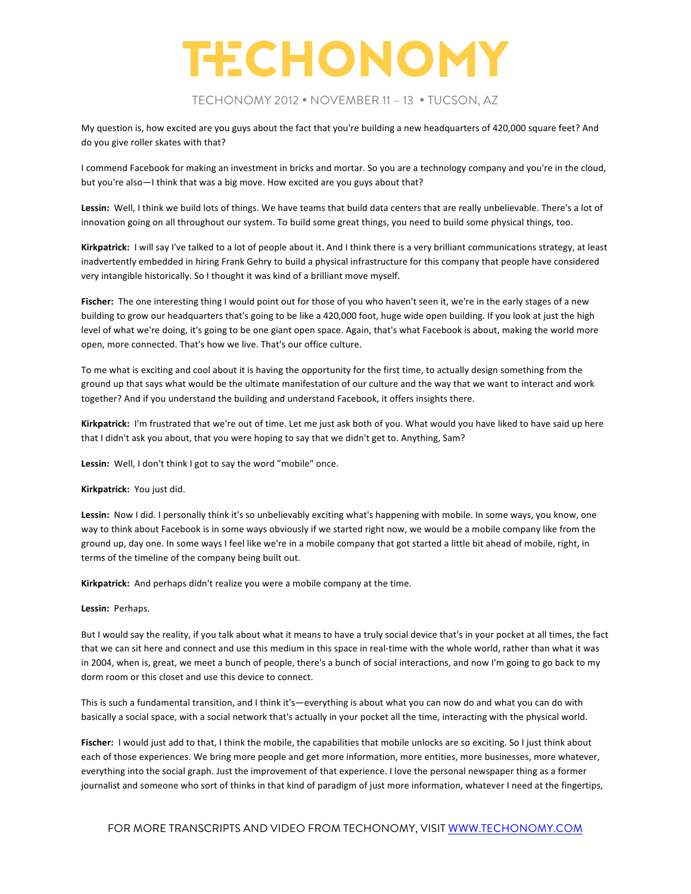My question is, how excited are you guys about the fact that you're building a new headquarters of 420,000 square feet? And do you give roller skates with that?

I commend Facebook for making an investment in bricks and mortar. So you are a technology company and you're in the cloud, but you're also—I think that was a big move. How excited are you guys about that?

**Lessin:** Well, I think we build lots of things. We have teams that build data centers that are really unbelievable. There's a lot of innovation going on all throughout our system. To build some great things, you need to build some physical things, too.

**Kirkpatrick:** I will say I've talked to a lot of people about it. And I think there is a very brilliant communications strategy, at least inadvertently embedded in hiring Frank Gehry to build a physical infrastructure for this company that people have considered very intangible historically. So I thought it was kind of a brilliant move myself.

**Fischer:** The one interesting thing I would point out for those of you who haven't seen it, we're in the early stages of a new building to grow our headquarters that's going to be like a 420,000 foot, huge wide open building. If you look at just the high level of what we're doing, it's going to be one giant open space. Again, that's what Facebook is about, making the world more open, more connected. That's how we live. That's our office culture.

To me what is exciting and cool about it is having the opportunity for the first time, to actually design something from the ground up that says what would be the ultimate manifestation of our culture and the way that we want to interact and work together? And if you understand the building and understand Facebook, it offers insights there.

**Kirkpatrick:** I'm frustrated that we're out of time. Let me just ask both of you. What would you have liked to have said up here that I didn't ask you about, that you were hoping to say that we didn't get to. Anything, Sam?

**Lessin:** Well, I don't think I got to say the word "mobile" once.

**Kirkpatrick:** You just did.

**Lessin:** Now I did. I personally think it's so unbelievably exciting what's happening with mobile. In some ways, you know, one way to think about Facebook is in some ways obviously if we started right now, we would be a mobile company like from the ground up, day one. In some ways I feel like we're in a mobile company that got started a little bit ahead of mobile, right, in terms of the timeline of the company being built out.

**Kirkpatrick:** And perhaps didn't realize you were a mobile company at the time.

**Lessin:** Perhaps.

But I would say the reality, if you talk about what it means to have a truly social device that's in your pocket at all times, the fact that we can sit here and connect and use this medium in this space in real-time with the whole world, rather than what it was in 2004, when is, great, we meet a bunch of people, there's a bunch of social interactions, and now I'm going to go back to my dorm room or this closet and use this device to connect.

This is such a fundamental transition, and I think it's—everything is about what you can now do and what you can do with basically a social space, with a social network that's actually in your pocket all the time, interacting with the physical world.

**Fischer:** I would just add to that, I think the mobile, the capabilities that mobile unlocks are so exciting. So I just think about each of those experiences. We bring more people and get more information, more entities, more businesses, more whatever, everything into the social graph. Just the improvement of that experience. I love the personal newspaper thing as a former journalist and someone who sort of thinks in that kind of paradigm of just more information, whatever I need at the fingertips,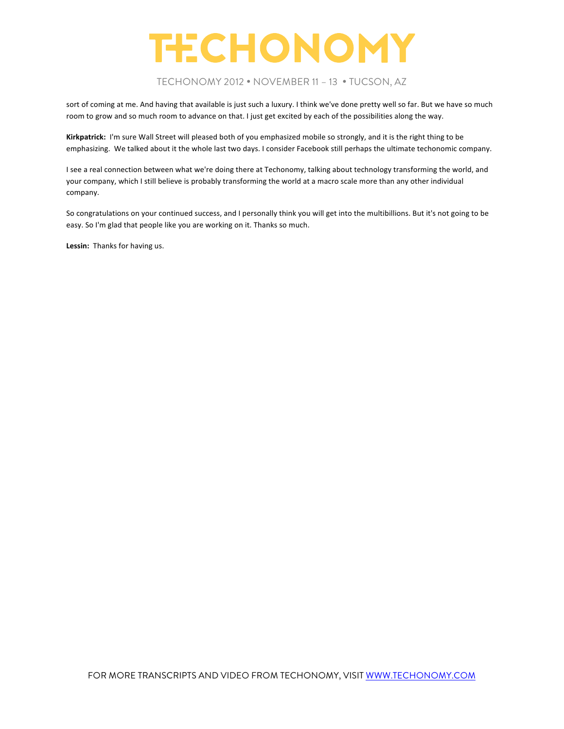sort of coming at me. And having that available is just such a luxury. I think we've done pretty well so far. But we have so much room to grow and so much room to advance on that. I just get excited by each of the possibilities along the way.

**Kirkpatrick:** I'm sure Wall Street will pleased both of you emphasized mobile so strongly, and it is the right thing to be emphasizing. We talked about it the whole last two days. I consider Facebook still perhaps the ultimate techonomic company.

I see a real connection between what we're doing there at Techonomy, talking about technology transforming the world, and your company, which I still believe is probably transforming the world at a macro scale more than any other individual company.

So congratulations on your continued success, and I personally think you will get into the multibillions. But it's not going to be easy. So I'm glad that people like you are working on it. Thanks so much.

**Lessin:** Thanks for having us.